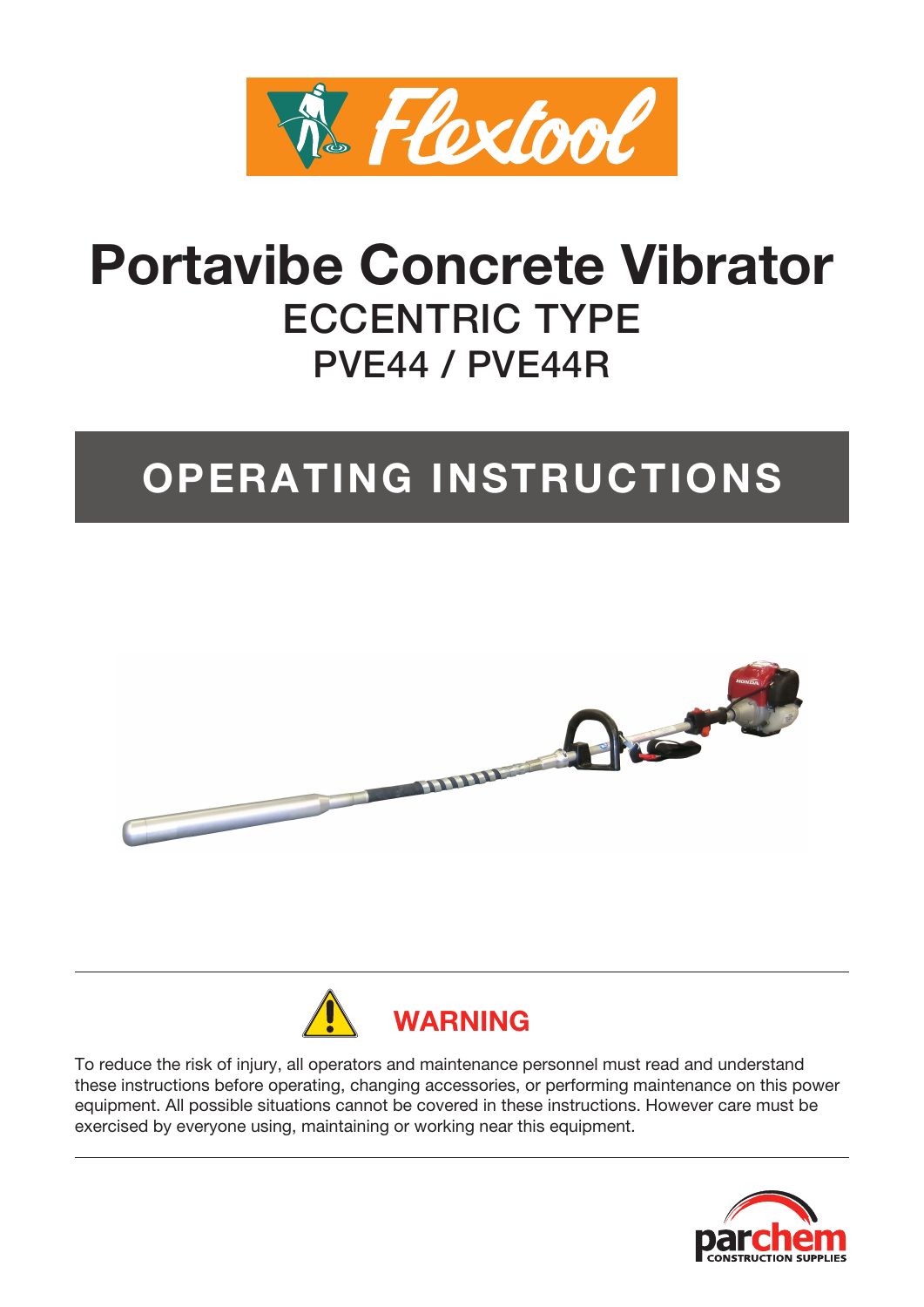# Portavibe Concrete Vibrator

## ECCENTRIC TYPE

## PVE44 / PVE44R

# OPERATING INSTRUCTIONS

**WARNING**

To reduce the risk of injury, all operators and maintenance personnel must read and understand these instructions before operating, changing accessories, or performing maintenance on this power equipment. All possible situations cannot be covered in these instructions. However care must be exercised by everyone using, maintaining or working near this equipment.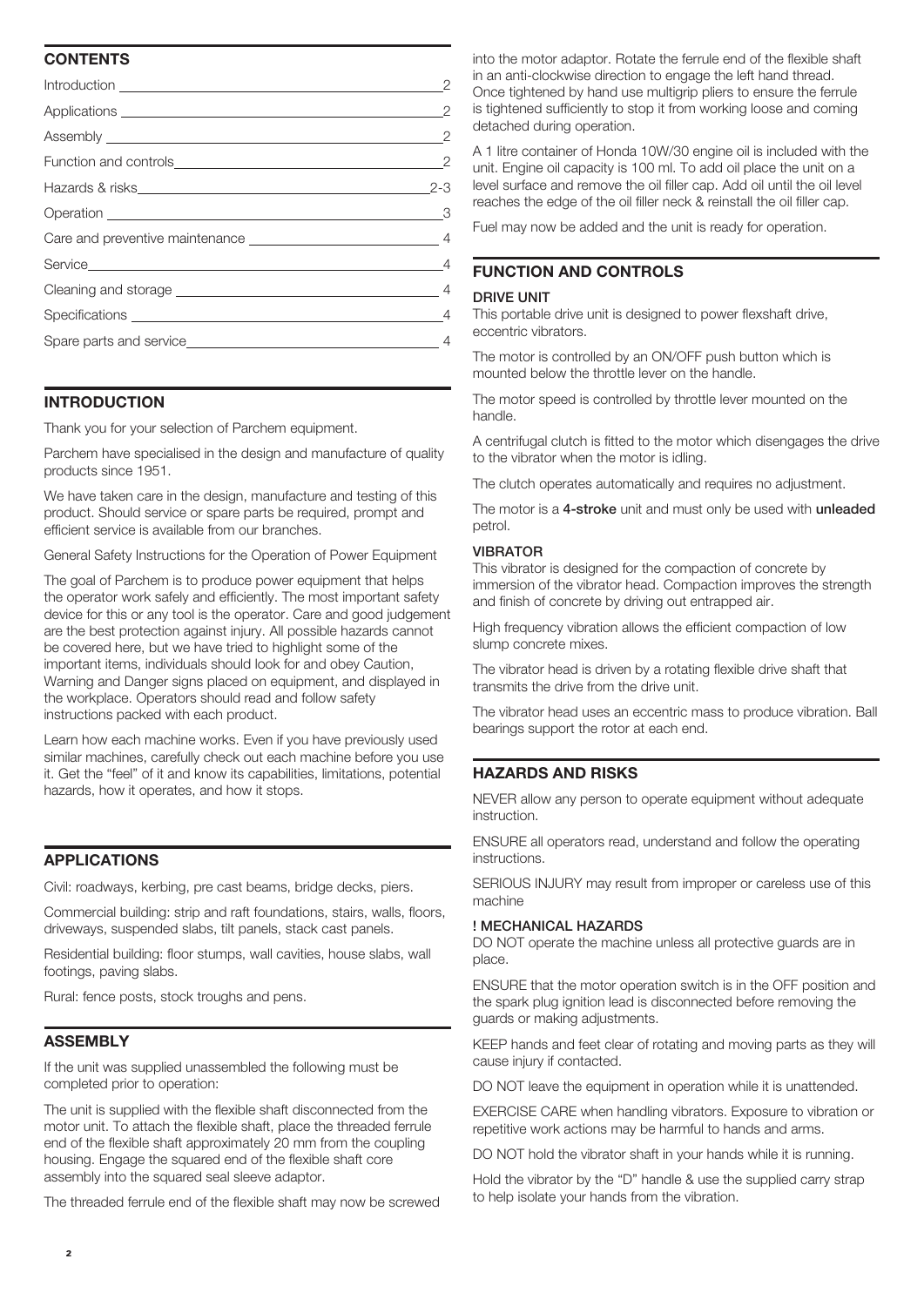## CONTENTS

| | |
|---|---|
| Introduction | 2 |
| Applications | 2 |
| Assembly | 2 |
| Function and controls | 2 |
| Hazards & risks | 2-3 |
| Operation | 3 |
| Care and preventive maintenance | 4 |
| Service | 4 |
| Cleaning and storage | 4 |
| Specifications | 4 |
| Spare parts and service | 4 |

## INTRODUCTION

Thank you for your selection of Parchem equipment.

Parchem have specialised in the design and manufacture of quality products since 1951.

We have taken care in the design, manufacture and testing of this product. Should service or spare parts be required, prompt and efficient service is available from our branches.

General Safety Instructions for the Operation of Power Equipment

The goal of Parchem is to produce power equipment that helps the operator work safely and efficiently. The most important safety device for this or any tool is the operator. Care and good judgement are the best protection against injury. All possible hazards cannot be covered here, but we have tried to highlight some of the important items, individuals should look for and obey Caution, Warning and Danger signs placed on equipment, and displayed in the workplace. Operators should read and follow safety instructions packed with each product.

Learn how each machine works. Even if you have previously used similar machines, carefully check out each machine before you use it. Get the "feel" of it and know its capabilities, limitations, potential hazards, how it operates, and how it stops.

## APPLICATIONS

Civil: roadways, kerbing, pre cast beams, bridge decks, piers.

Commercial building: strip and raft foundations, stairs, walls, floors, driveways, suspended slabs, tilt panels, stack cast panels.

Residential building: floor stumps, wall cavities, house slabs, wall footings, paving slabs.

Rural: fence posts, stock troughs and pens.

## ASSEMBLY

If the unit was supplied unassembled the following must be completed prior to operation:

The unit is supplied with the flexible shaft disconnected from the motor unit. To attach the flexible shaft, place the threaded ferrule end of the flexible shaft approximately 20 mm from the coupling housing. Engage the squared end of the flexible shaft core assembly into the squared seal sleeve adaptor.

The threaded ferrule end of the flexible shaft may now be screwed into the motor adaptor. Rotate the ferrule end of the flexible shaft in an anti-clockwise direction to engage the left hand thread. Once tightened by hand use multigrip pliers to ensure the ferrule is tightened sufficiently to stop it from working loose and coming detached during operation.

A 1 litre container of Honda 10W/30 engine oil is included with the unit. Engine oil capacity is 100 ml. To add oil place the unit on a level surface and remove the oil filler cap. Add oil until the oil level reaches the edge of the oil filler neck & reinstall the oil filler cap.

Fuel may now be added and the unit is ready for operation.

## FUNCTION AND CONTROLS

### DRIVE UNIT

This portable drive unit is designed to power flexshaft drive, eccentric vibrators.

The motor is controlled by an ON/OFF push button which is mounted below the throttle lever on the handle.

The motor speed is controlled by throttle lever mounted on the handle.

A centrifugal clutch is fitted to the motor which disengages the drive to the vibrator when the motor is idling.

The clutch operates automatically and requires no adjustment.

The motor is a **4-stroke** unit and must only be used with **unleaded** petrol.

### VIBRATOR

This vibrator is designed for the compaction of concrete by immersion of the vibrator head. Compaction improves the strength and finish of concrete by driving out entrapped air.

High frequency vibration allows the efficient compaction of low slump concrete mixes.

The vibrator head is driven by a rotating flexible drive shaft that transmits the drive from the drive unit.

The vibrator head uses an eccentric mass to produce vibration. Ball bearings support the rotor at each end.

## HAZARDS AND RISKS

NEVER allow any person to operate equipment without adequate instruction.

ENSURE all operators read, understand and follow the operating instructions.

SERIOUS INJURY may result from improper or careless use of this machine

### ! MECHANICAL HAZARDS

DO NOT operate the machine unless all protective guards are in place.

ENSURE that the motor operation switch is in the OFF position and the spark plug ignition lead is disconnected before removing the guards or making adjustments.

KEEP hands and feet clear of rotating and moving parts as they will cause injury if contacted.

DO NOT leave the equipment in operation while it is unattended.

EXERCISE CARE when handling vibrators. Exposure to vibration or repetitive work actions may be harmful to hands and arms.

DO NOT hold the vibrator shaft in your hands while it is running.

Hold the vibrator by the "D" handle & use the supplied carry strap to help isolate your hands from the vibration.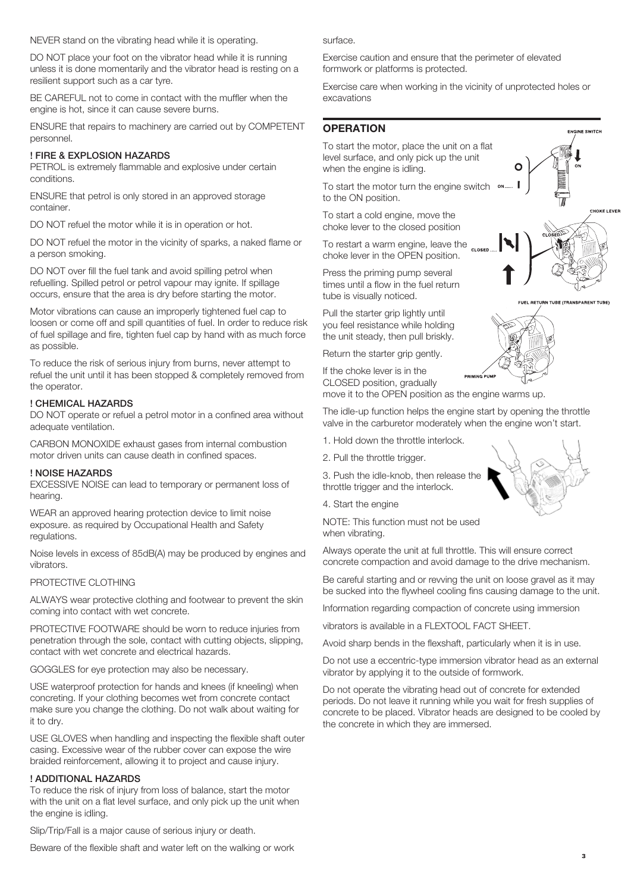NEVER stand on the vibrating head while it is operating.

DO NOT place your foot on the vibrator head while it is running unless it is done momentarily and the vibrator head is resting on a resilient support such as a car tyre.

BE CAREFUL not to come in contact with the muffler when the engine is hot, since it can cause severe burns.

ENSURE that repairs to machinery are carried out by COMPETENT personnel.

**! FIRE & EXPLOSION HAZARDS**

PETROL is extremely flammable and explosive under certain conditions.

ENSURE that petrol is only stored in an approved storage container.

DO NOT refuel the motor while it is in operation or hot.

DO NOT refuel the motor in the vicinity of sparks, a naked flame or a person smoking.

DO NOT over fill the fuel tank and avoid spilling petrol when refuelling. Spilled petrol or petrol vapour may ignite. If spillage occurs, ensure that the area is dry before starting the motor.

Motor vibrations can cause an improperly tightened fuel cap to loosen or come off and spill quantities of fuel. In order to reduce risk of fuel spillage and fire, tighten fuel cap by hand with as much force as possible.

To reduce the risk of serious injury from burns, never attempt to refuel the unit until it has been stopped & completely removed from the operator.

**! CHEMICAL HAZARDS**

DO NOT operate or refuel a petrol motor in a confined area without adequate ventilation.

CARBON MONOXIDE exhaust gases from internal combustion motor driven units can cause death in confined spaces.

**! NOISE HAZARDS**

EXCESSIVE NOISE can lead to temporary or permanent loss of hearing.

WEAR an approved hearing protection device to limit noise exposure. as required by Occupational Health and Safety regulations.

Noise levels in excess of 85dB(A) may be produced by engines and vibrators.

PROTECTIVE CLOTHING

ALWAYS wear protective clothing and footwear to prevent the skin coming into contact with wet concrete.

PROTECTIVE FOOTWARE should be worn to reduce injuries from penetration through the sole, contact with cutting objects, slipping, contact with wet concrete and electrical hazards.

GOGGLES for eye protection may also be necessary.

USE waterproof protection for hands and knees (if kneeling) when concreting. If your clothing becomes wet from concrete contact make sure you change the clothing. Do not walk about waiting for it to dry.

USE GLOVES when handling and inspecting the flexible shaft outer casing. Excessive wear of the rubber cover can expose the wire braided reinforcement, allowing it to project and cause injury.

**! ADDITIONAL HAZARDS**

To reduce the risk of injury from loss of balance, start the motor with the unit on a flat level surface, and only pick up the unit when the engine is idling.

Slip/Trip/Fall is a major cause of serious injury or death.

Beware of the flexible shaft and water left on the walking or work surface.

Exercise caution and ensure that the perimeter of elevated formwork or platforms is protected.

Exercise care when working in the vicinity of unprotected holes or excavations

## OPERATION

To start the motor, place the unit on a flat level surface, and only pick up the unit when the engine is idling.

To start the motor turn the engine switch to the ON position.

To start a cold engine, move the choke lever to the closed position

To restart a warm engine, leave the choke lever in the OPEN position.

Press the priming pump several times until a flow in the fuel return tube is visually noticed.

Pull the starter grip lightly until you feel resistance while holding the unit steady, then pull briskly.

Return the starter grip gently.

If the choke lever is in the CLOSED position, gradually move it to the OPEN position as the engine warms up.

The idle-up function helps the engine start by opening the throttle valve in the carburetor moderately when the engine won't start.

1. Hold down the throttle interlock.
2. Pull the throttle trigger.
3. Push the idle-knob, then release the throttle trigger and the interlock.
4. Start the engine

NOTE: This function must not be used when vibrating.

Always operate the unit at full throttle. This will ensure correct concrete compaction and avoid damage to the drive mechanism.

Be careful starting and or revving the unit on loose gravel as it may be sucked into the flywheel cooling fins causing damage to the unit.

Information regarding compaction of concrete using immersion vibrators is available in a FLEXTOOL FACT SHEET.

Avoid sharp bends in the flexshaft, particularly when it is in use.

Do not use a eccentric-type immersion vibrator head as an external vibrator by applying it to the outside of formwork.

Do not operate the vibrating head out of concrete for extended periods. Do not leave it running while you wait for fresh supplies of concrete to be placed. Vibrator heads are designed to be cooled by the concrete in which they are immersed.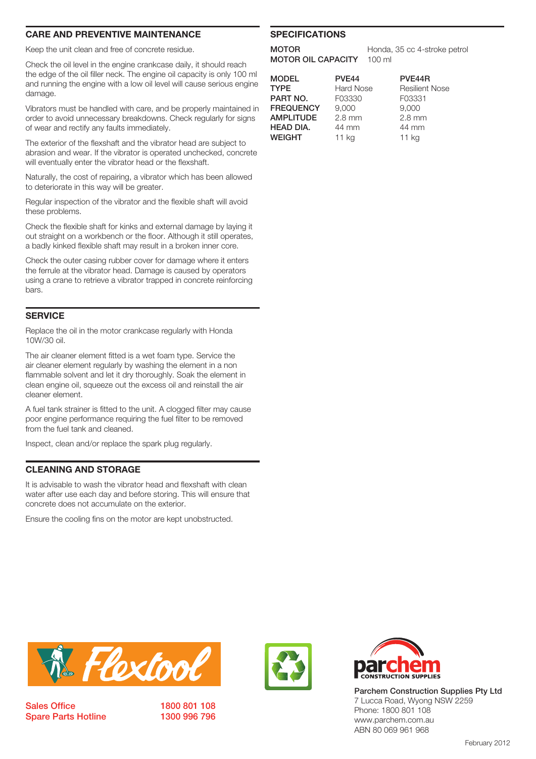## CARE AND PREVENTIVE MAINTENANCE

Keep the unit clean and free of concrete residue.

Check the oil level in the engine crankcase daily, it should reach the edge of the oil filler neck. The engine oil capacity is only 100 ml and running the engine with a low oil level will cause serious engine damage.

Vibrators must be handled with care, and be properly maintained in order to avoid unnecessary breakdowns. Check regularly for signs of wear and rectify any faults immediately.

The exterior of the flexshaft and the vibrator head are subject to abrasion and wear. If the vibrator is operated unchecked, concrete will eventually enter the vibrator head or the flexshaft.

Naturally, the cost of repairing, a vibrator which has been allowed to deteriorate in this way will be greater.

Regular inspection of the vibrator and the flexible shaft will avoid these problems.

Check the flexible shaft for kinks and external damage by laying it out straight on a workbench or the floor. Although it still operates, a badly kinked flexible shaft may result in a broken inner core.

Check the outer casing rubber cover for damage where it enters the ferrule at the vibrator head. Damage is caused by operators using a crane to retrieve a vibrator trapped in concrete reinforcing bars.

## SERVICE

Replace the oil in the motor crankcase regularly with Honda 10W/30 oil.

The air cleaner element fitted is a wet foam type. Service the air cleaner element regularly by washing the element in a non flammable solvent and let it dry thoroughly. Soak the element in clean engine oil, squeeze out the excess oil and reinstall the air cleaner element.

A fuel tank strainer is fitted to the unit. A clogged filter may cause poor engine performance requiring the fuel filter to be removed from the fuel tank and cleaned.

Inspect, clean and/or replace the spark plug regularly.

## CLEANING AND STORAGE

It is advisable to wash the vibrator head and flexshaft with clean water after use each day and before storing. This will ensure that concrete does not accumulate on the exterior.

Ensure the cooling fins on the motor are kept unobstructed.

## SPECIFICATIONS

**MOTOR** Honda, 35 cc 4-stroke petrol

**MOTOR OIL CAPACITY** 100 ml

| **MODEL** | **PVE44** | **PVE44R** |
|---|---|---|
| **TYPE** | Hard Nose | Resilient Nose |
| **PART NO.** | F03330 | F03331 |
| **FREQUENCY** | 9,000 | 9,000 |
| **AMPLITUDE** | 2.8 mm | 2.8 mm |
| **HEAD DIA.** | 44 mm | 44 mm |
| **WEIGHT** | 11 kg | 11 kg |

Flextool

Sales Office 1800 801 108

Spare Parts Hotline 1300 996 796

parchem CONSTRUCTION SUPPLIES

**Parchem Construction Supplies Pty Ltd**
7 Lucca Road, Wyong NSW 2259
Phone: 1800 801 108
www.parchem.com.au
ABN 80 069 961 968

February 2012